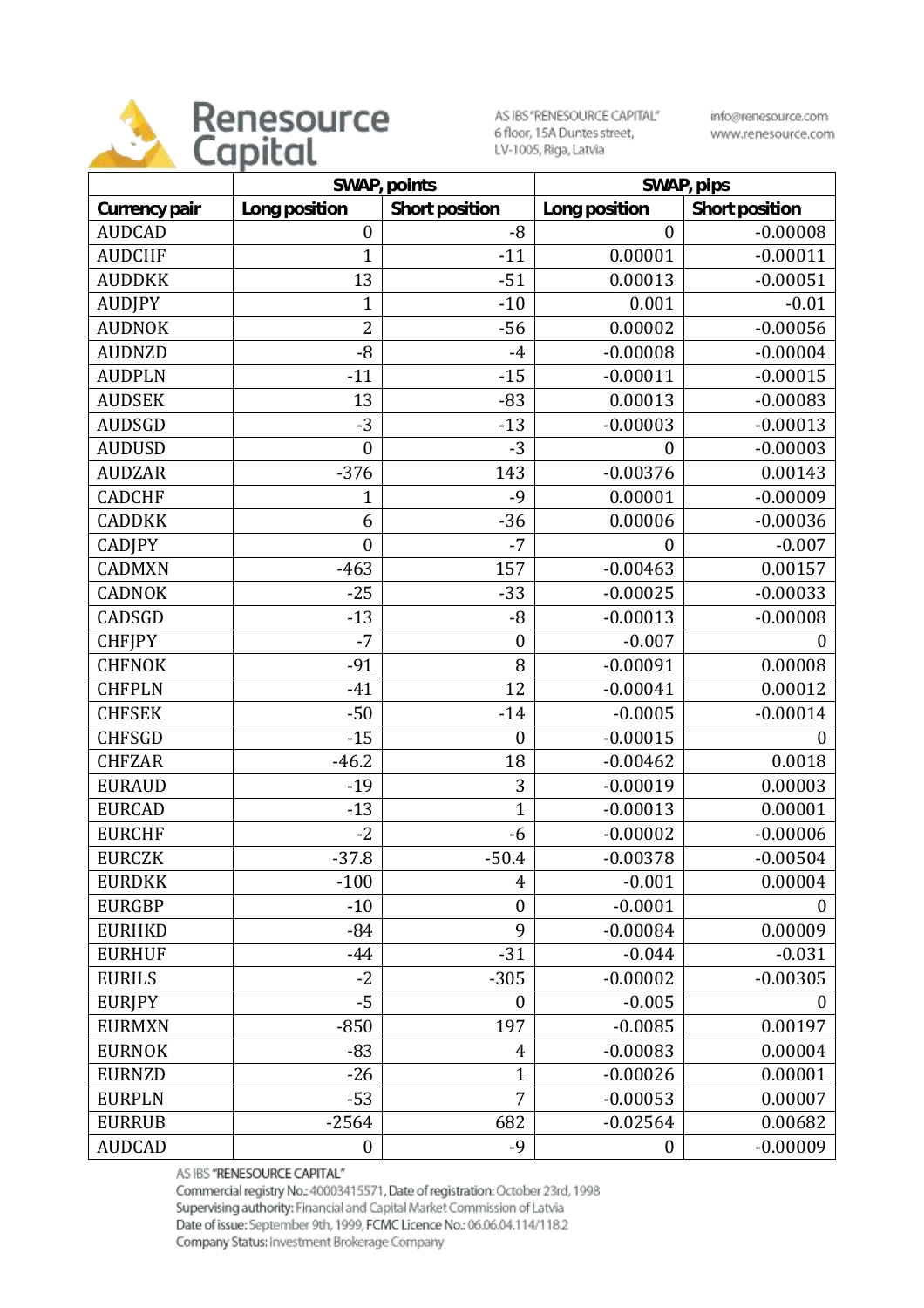Renesource Capital

AS IBS "RENESOURCE CAPITAL"
6 floor, 15A Duntes street,
LV-1005, Riga, Latvia

info@renesource.com
www.renesource.com

| | SWAP, points | | SWAP, pips | |
|---|---|---|---|---|
| **Currency pair** | **Long position** | **Short position** | **Long position** | **Short position** |
| AUDCAD | 0 | -8 | 0 | -0.00008 |
| AUDCHF | 1 | -11 | 0.00001 | -0.00011 |
| AUDDKK | 13 | -51 | 0.00013 | -0.00051 |
| AUDJPY | 1 | -10 | 0.001 | -0.01 |
| AUDNOK | 2 | -56 | 0.00002 | -0.00056 |
| AUDNZD | -8 | -4 | -0.00008 | -0.00004 |
| AUDPLN | -11 | -15 | -0.00011 | -0.00015 |
| AUDSEK | 13 | -83 | 0.00013 | -0.00083 |
| AUDSGD | -3 | -13 | -0.00003 | -0.00013 |
| AUDUSD | 0 | -3 | 0 | -0.00003 |
| AUDZAR | -376 | 143 | -0.00376 | 0.00143 |
| CADCHF | 1 | -9 | 0.00001 | -0.00009 |
| CADDKK | 6 | -36 | 0.00006 | -0.00036 |
| CADJPY | 0 | -7 | 0 | -0.007 |
| CADMXN | -463 | 157 | -0.00463 | 0.00157 |
| CADNOK | -25 | -33 | -0.00025 | -0.00033 |
| CADSGD | -13 | -8 | -0.00013 | -0.00008 |
| CHFJPY | -7 | 0 | -0.007 | 0 |
| CHFNOK | -91 | 8 | -0.00091 | 0.00008 |
| CHFPLN | -41 | 12 | -0.00041 | 0.00012 |
| CHFSEK | -50 | -14 | -0.0005 | -0.00014 |
| CHFSGD | -15 | 0 | -0.00015 | 0 |
| CHFZAR | -46.2 | 18 | -0.00462 | 0.0018 |
| EURAUD | -19 | 3 | -0.00019 | 0.00003 |
| EURCAD | -13 | 1 | -0.00013 | 0.00001 |
| EURCHF | -2 | -6 | -0.00002 | -0.00006 |
| EURCZK | -37.8 | -50.4 | -0.00378 | -0.00504 |
| EURDKK | -100 | 4 | -0.001 | 0.00004 |
| EURGBP | -10 | 0 | -0.0001 | 0 |
| EURHKD | -84 | 9 | -0.00084 | 0.00009 |
| EURHUF | -44 | -31 | -0.044 | -0.031 |
| EURILS | -2 | -305 | -0.00002 | -0.00305 |
| EURJPY | -5 | 0 | -0.005 | 0 |
| EURMXN | -850 | 197 | -0.0085 | 0.00197 |
| EURNOK | -83 | 4 | -0.00083 | 0.00004 |
| EURNZD | -26 | 1 | -0.00026 | 0.00001 |
| EURPLN | -53 | 7 | -0.00053 | 0.00007 |
| EURRUB | -2564 | 682 | -0.02564 | 0.00682 |
| AUDCAD | 0 | -9 | 0 | -0.00009 |

AS IBS "RENESOURCE CAPITAL"
Commercial registry No.: 40003415571, Date of registration: October 23rd, 1998
Supervising authority: Financial and Capital Market Commission of Latvia
Date of issue: September 9th, 1999, FCMC Licence No.: 06.06.04.114/118.2
Company Status: Investment Brokerage Company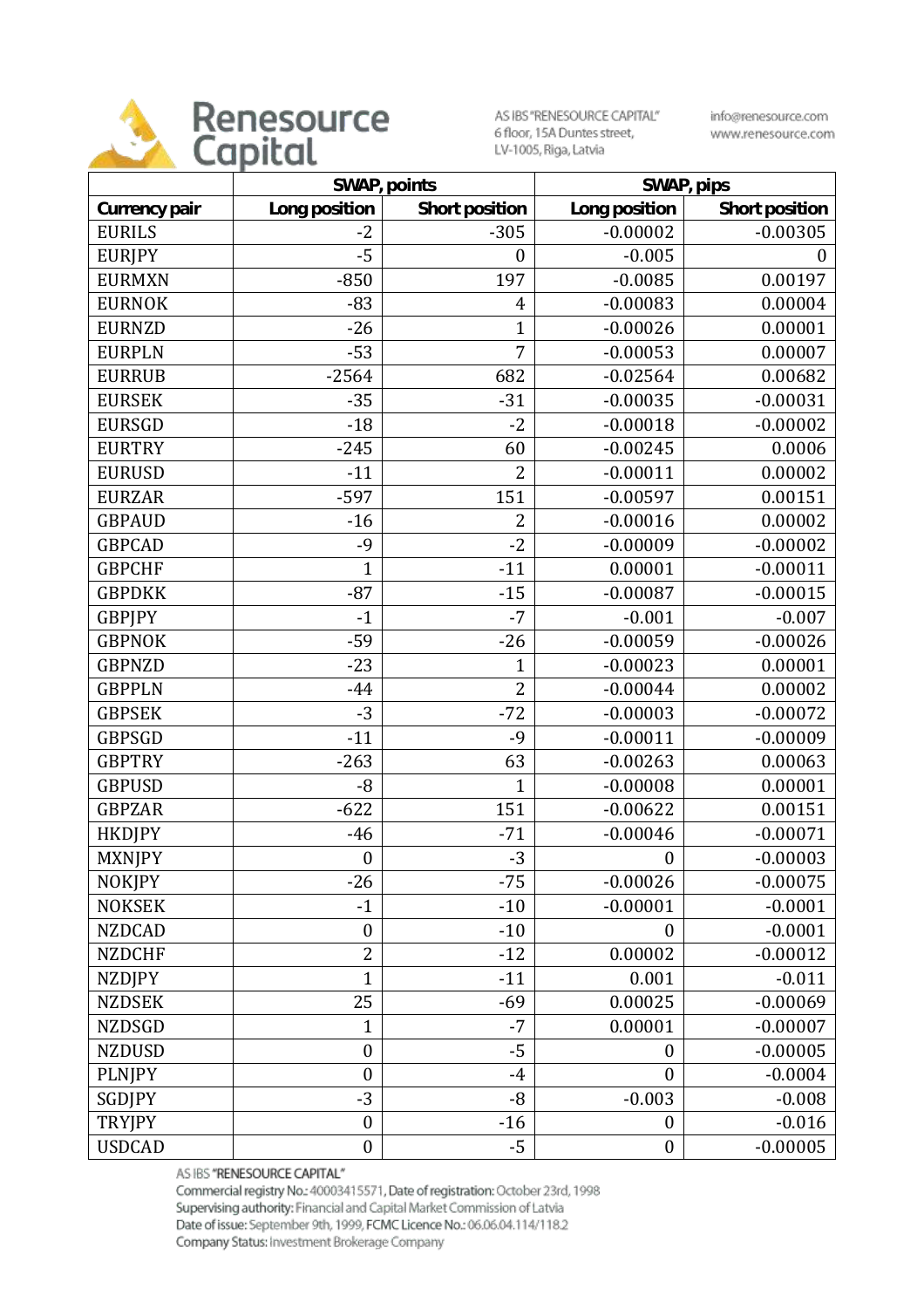| Currency pair | SWAP, points | | SWAP, pips | |
|---|---|---|---|---|
| | Long position | Short position | Long position | Short position |
| EURILS | -2 | -305 | -0.00002 | -0.00305 |
| EURJPY | -5 | 0 | -0.005 | 0 |
| EURMXN | -850 | 197 | -0.0085 | 0.00197 |
| EURNOK | -83 | 4 | -0.00083 | 0.00004 |
| EURNZD | -26 | 1 | -0.00026 | 0.00001 |
| EURPLN | -53 | 7 | -0.00053 | 0.00007 |
| EURRUB | -2564 | 682 | -0.02564 | 0.00682 |
| EURSEK | -35 | -31 | -0.00035 | -0.00031 |
| EURSGD | -18 | -2 | -0.00018 | -0.00002 |
| EURTRY | -245 | 60 | -0.00245 | 0.0006 |
| EURUSD | -11 | 2 | -0.00011 | 0.00002 |
| EURZAR | -597 | 151 | -0.00597 | 0.00151 |
| GBPAUD | -16 | 2 | -0.00016 | 0.00002 |
| GBPCAD | -9 | -2 | -0.00009 | -0.00002 |
| GBPCHF | 1 | -11 | 0.00001 | -0.00011 |
| GBPDKK | -87 | -15 | -0.00087 | -0.00015 |
| GBPJPY | -1 | -7 | -0.001 | -0.007 |
| GBPNOK | -59 | -26 | -0.00059 | -0.00026 |
| GBPNZD | -23 | 1 | -0.00023 | 0.00001 |
| GBPPLN | -44 | 2 | -0.00044 | 0.00002 |
| GBPSEK | -3 | -72 | -0.00003 | -0.00072 |
| GBPSGD | -11 | -9 | -0.00011 | -0.00009 |
| GBPTRY | -263 | 63 | -0.00263 | 0.00063 |
| GBPUSD | -8 | 1 | -0.00008 | 0.00001 |
| GBPZAR | -622 | 151 | -0.00622 | 0.00151 |
| HKDJPY | -46 | -71 | -0.00046 | -0.00071 |
| MXNJPY | 0 | -3 | 0 | -0.00003 |
| NOKJPY | -26 | -75 | -0.00026 | -0.00075 |
| NOKSEK | -1 | -10 | -0.00001 | -0.0001 |
| NZDCAD | 0 | -10 | 0 | -0.0001 |
| NZDCHF | 2 | -12 | 0.00002 | -0.00012 |
| NZDJPY | 1 | -11 | 0.001 | -0.011 |
| NZDSEK | 25 | -69 | 0.00025 | -0.00069 |
| NZDSGD | 1 | -7 | 0.00001 | -0.00007 |
| NZDUSD | 0 | -5 | 0 | -0.00005 |
| PLNJPY | 0 | -4 | 0 | -0.0004 |
| SGDJPY | -3 | -8 | -0.003 | -0.008 |
| TRYJPY | 0 | -16 | 0 | -0.016 |
| USDCAD | 0 | -5 | 0 | -0.00005 |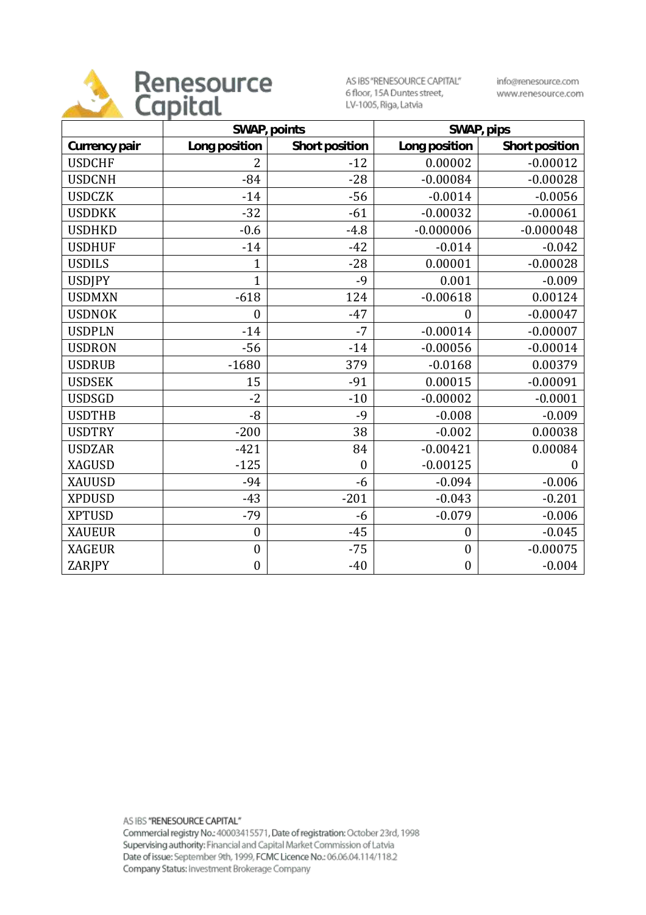| | SWAP, points | | SWAP, pips | |
|---|---|---|---|---|
| **Currency pair** | **Long position** | **Short position** | **Long position** | **Short position** |
| USDCHF | 2 | -12 | 0.00002 | -0.00012 |
| USDCNH | -84 | -28 | -0.00084 | -0.00028 |
| USDCZK | -14 | -56 | -0.0014 | -0.0056 |
| USDDKK | -32 | -61 | -0.00032 | -0.00061 |
| USDHKD | -0.6 | -4.8 | -0.000006 | -0.000048 |
| USDHUF | -14 | -42 | -0.014 | -0.042 |
| USDILS | 1 | -28 | 0.00001 | -0.00028 |
| USDJPY | 1 | -9 | 0.001 | -0.009 |
| USDMXN | -618 | 124 | -0.00618 | 0.00124 |
| USDNOK | 0 | -47 | 0 | -0.00047 |
| USDPLN | -14 | -7 | -0.00014 | -0.00007 |
| USDRON | -56 | -14 | -0.00056 | -0.00014 |
| USDRUB | -1680 | 379 | -0.0168 | 0.00379 |
| USDSEK | 15 | -91 | 0.00015 | -0.00091 |
| USDSGD | -2 | -10 | -0.00002 | -0.0001 |
| USDTHB | -8 | -9 | -0.008 | -0.009 |
| USDTRY | -200 | 38 | -0.002 | 0.00038 |
| USDZAR | -421 | 84 | -0.00421 | 0.00084 |
| XAGUSD | -125 | 0 | -0.00125 | 0 |
| XAUUSD | -94 | -6 | -0.094 | -0.006 |
| XPDUSD | -43 | -201 | -0.043 | -0.201 |
| XPTUSD | -79 | -6 | -0.079 | -0.006 |
| XAUEUR | 0 | -45 | 0 | -0.045 |
| XAGEUR | 0 | -75 | 0 | -0.00075 |
| ZARJPY | 0 | -40 | 0 | -0.004 |